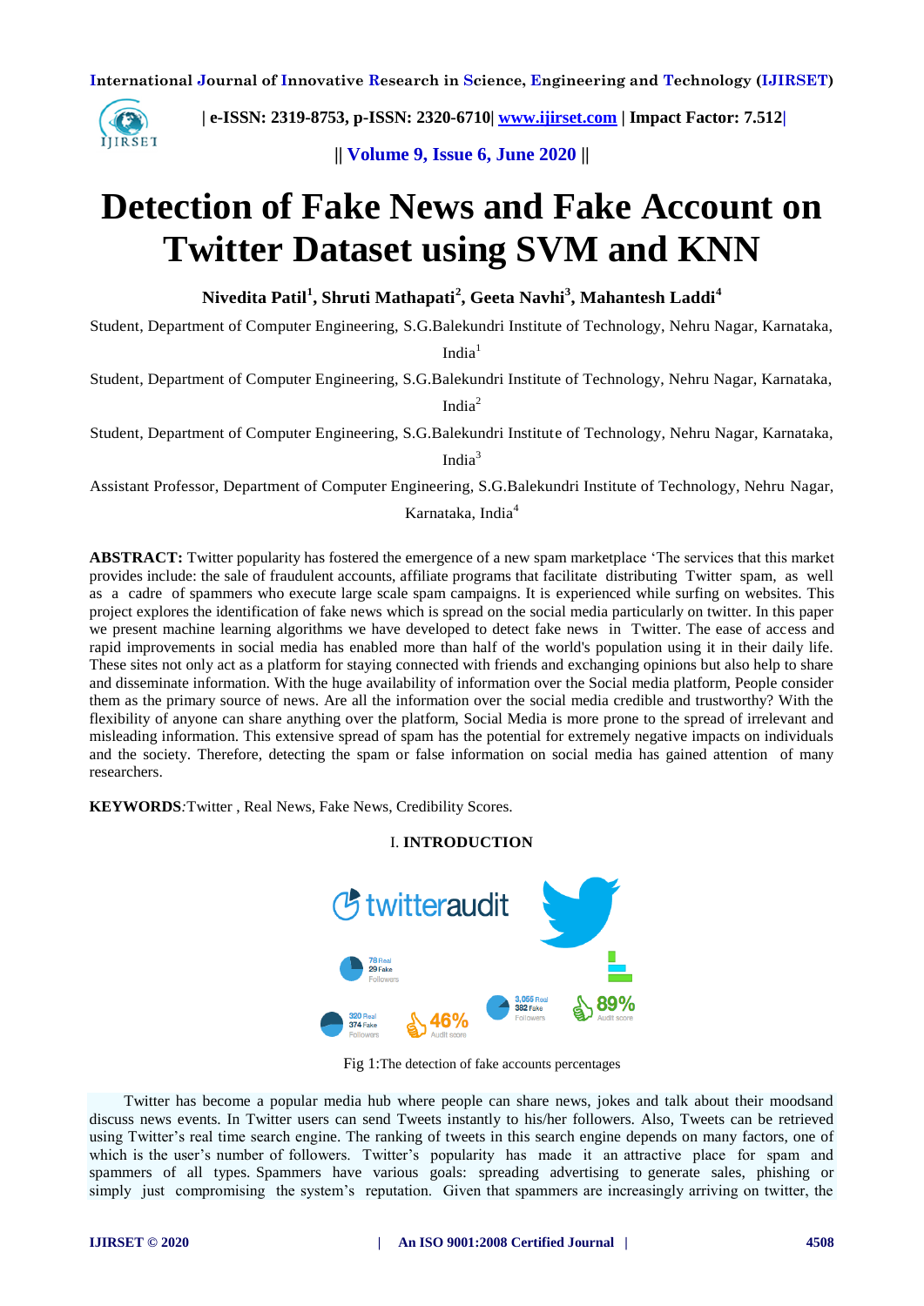# Detection of Fake News and Fake Account on Twitter Dataset using SVM and KNN

**Nivedita Patil[1], Shruti Mathapati[2], Geeta Navhi[3], Mahantesh Laddi[4]**

Student, Department of Computer Engineering, S.G.Balekundri Institute of Technology, Nehru Nagar, Karnataka, India[1]

Student, Department of Computer Engineering, S.G.Balekundri Institute of Technology, Nehru Nagar, Karnataka, India[2]

Student, Department of Computer Engineering, S.G.Balekundri Institute of Technology, Nehru Nagar, Karnataka, India[3]

Assistant Professor, Department of Computer Engineering, S.G.Balekundri Institute of Technology, Nehru Nagar, Karnataka, India[4]

**ABSTRACT:** Twitter popularity has fostered the emergence of a new spam marketplace 'The services that this market provides include: the sale of fraudulent accounts, affiliate programs that facilitate distributing Twitter spam, as well as a cadre of spammers who execute large scale spam campaigns. It is experienced while surfing on websites. This project explores the identification of fake news which is spread on the social media particularly on twitter. In this paper we present machine learning algorithms we have developed to detect fake news in Twitter. The ease of access and rapid improvements in social media has enabled more than half of the world's population using it in their daily life. These sites not only act as a platform for staying connected with friends and exchanging opinions but also help to share and disseminate information. With the huge availability of information over the Social media platform, People consider them as the primary source of news. Are all the information over the social media credible and trustworthy? With the flexibility of anyone can share anything over the platform, Social Media is more prone to the spread of irrelevant and misleading information. This extensive spread of spam has the potential for extremely negative impacts on individuals and the society. Therefore, detecting the spam or false information on social media has gained attention of many researchers.

**KEYWORDS**:Twitter , Real News, Fake News, Credibility Scores.

## I. INTRODUCTION

Fig 1:The detection of fake accounts percentages

Twitter has become a popular media hub where people can share news, jokes and talk about their moodsand discuss news events. In Twitter users can send Tweets instantly to his/her followers. Also, Tweets can be retrieved using Twitter's real time search engine. The ranking of tweets in this search engine depends on many factors, one of which is the user's number of followers. Twitter's popularity has made it an attractive place for spam and spammers of all types. Spammers have various goals: spreading advertising to generate sales, phishing or simply just compromising the system's reputation. Given that spammers are increasingly arriving on twitter, the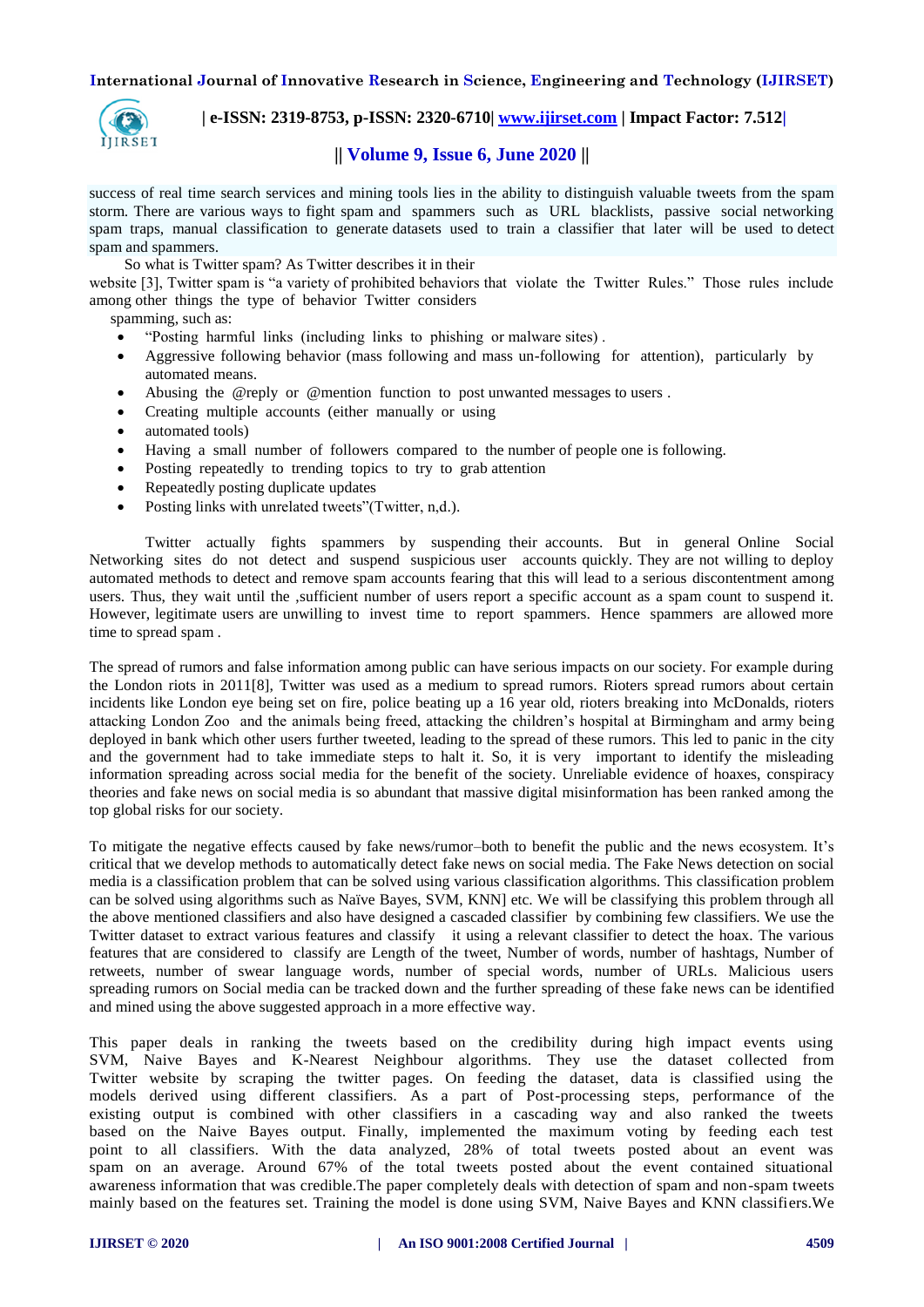success of real time search services and mining tools lies in the ability to distinguish valuable tweets from the spam storm. There are various ways to fight spam and spammers such as URL blacklists, passive social networking spam traps, manual classification to generate datasets used to train a classifier that later will be used to detect spam and spammers.

So what is Twitter spam? As Twitter describes it in their website [3], Twitter spam is "a variety of prohibited behaviors that violate the Twitter Rules." Those rules include among other things the type of behavior Twitter considers spamming, such as:

- "Posting harmful links (including links to phishing or malware sites) .
- Aggressive following behavior (mass following and mass un-following for attention), particularly by automated means.
- Abusing the @reply or @mention function to post unwanted messages to users .
- Creating multiple accounts (either manually or using
- automated tools)
- Having a small number of followers compared to the number of people one is following.
- Posting repeatedly to trending topics to try to grab attention
- Repeatedly posting duplicate updates
- Posting links with unrelated tweets"(Twitter, n,d.).

Twitter actually fights spammers by suspending their accounts. But in general Online Social Networking sites do not detect and suspend suspicious user accounts quickly. They are not willing to deploy automated methods to detect and remove spam accounts fearing that this will lead to a serious discontentment among users. Thus, they wait until the ,sufficient number of users report a specific account as a spam count to suspend it. However, legitimate users are unwilling to invest time to report spammers. Hence spammers are allowed more time to spread spam .

The spread of rumors and false information among public can have serious impacts on our society. For example during the London riots in 2011[8], Twitter was used as a medium to spread rumors. Rioters spread rumors about certain incidents like London eye being set on fire, police beating up a 16 year old, rioters breaking into McDonalds, rioters attacking London Zoo and the animals being freed, attacking the children's hospital at Birmingham and army being deployed in bank which other users further tweeted, leading to the spread of these rumors. This led to panic in the city and the government had to take immediate steps to halt it. So, it is very important to identify the misleading information spreading across social media for the benefit of the society. Unreliable evidence of hoaxes, conspiracy theories and fake news on social media is so abundant that massive digital misinformation has been ranked among the top global risks for our society.

To mitigate the negative effects caused by fake news/rumor–both to benefit the public and the news ecosystem. It's critical that we develop methods to automatically detect fake news on social media. The Fake News detection on social media is a classification problem that can be solved using various classification algorithms. This classification problem can be solved using algorithms such as Naïve Bayes, SVM, KNN] etc. We will be classifying this problem through all the above mentioned classifiers and also have designed a cascaded classifier by combining few classifiers. We use the Twitter dataset to extract various features and classify it using a relevant classifier to detect the hoax. The various features that are considered to classify are Length of the tweet, Number of words, number of hashtags, Number of retweets, number of swear language words, number of special words, number of URLs. Malicious users spreading rumors on Social media can be tracked down and the further spreading of these fake news can be identified and mined using the above suggested approach in a more effective way.

This paper deals in ranking the tweets based on the credibility during high impact events using SVM, Naive Bayes and K-Nearest Neighbour algorithms. They use the dataset collected from Twitter website by scraping the twitter pages. On feeding the dataset, data is classified using the models derived using different classifiers. As a part of Post-processing steps, performance of the existing output is combined with other classifiers in a cascading way and also ranked the tweets based on the Naive Bayes output. Finally, implemented the maximum voting by feeding each test point to all classifiers. With the data analyzed, 28% of total tweets posted about an event was spam on an average. Around 67% of the total tweets posted about the event contained situational awareness information that was credible.The paper completely deals with detection of spam and non-spam tweets mainly based on the features set. Training the model is done using SVM, Naive Bayes and KNN classifiers.We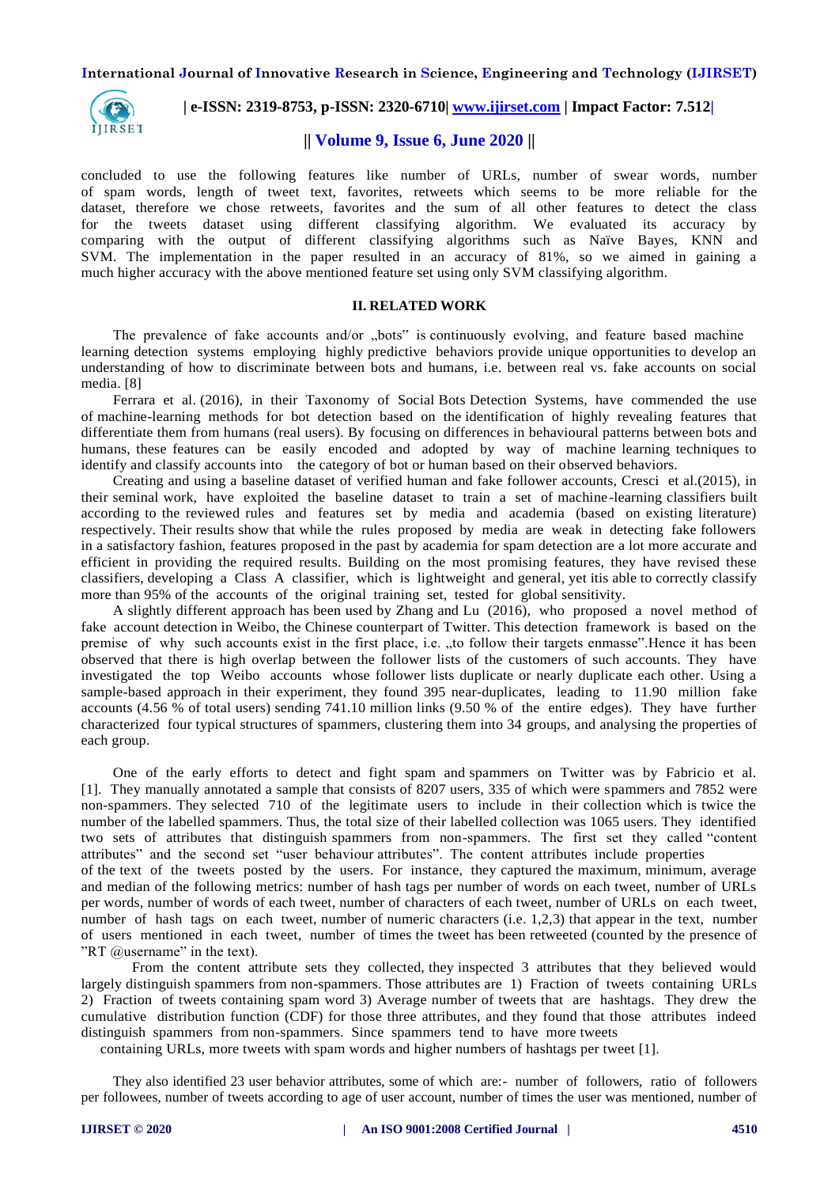concluded to use the following features like number of URLs, number of swear words, number of spam words, length of tweet text, favorites, retweets which seems to be more reliable for the dataset, therefore we chose retweets, favorites and the sum of all other features to detect the class for the tweets dataset using different classifying algorithm. We evaluated its accuracy by comparing with the output of different classifying algorithms such as Naïve Bayes, KNN and SVM. The implementation in the paper resulted in an accuracy of 81%, so we aimed in gaining a much higher accuracy with the above mentioned feature set using only SVM classifying algorithm.

## II. RELATED WORK

The prevalence of fake accounts and/or „bots" is continuously evolving, and feature based machine learning detection systems employing highly predictive behaviors provide unique opportunities to develop an understanding of how to discriminate between bots and humans, i.e. between real vs. fake accounts on social media. [8]

Ferrara et al. (2016), in their Taxonomy of Social Bots Detection Systems, have commended the use of machine-learning methods for bot detection based on the identification of highly revealing features that differentiate them from humans (real users). By focusing on differences in behavioural patterns between bots and humans, these features can be easily encoded and adopted by way of machine learning techniques to identify and classify accounts into the category of bot or human based on their observed behaviors.

Creating and using a baseline dataset of verified human and fake follower accounts, Cresci et al.(2015), in their seminal work, have exploited the baseline dataset to train a set of machine-learning classifiers built according to the reviewed rules and features set by media and academia (based on existing literature) respectively. Their results show that while the rules proposed by media are weak in detecting fake followers in a satisfactory fashion, features proposed in the past by academia for spam detection are a lot more accurate and efficient in providing the required results. Building on the most promising features, they have revised these classifiers, developing a Class A classifier, which is lightweight and general, yet itis able to correctly classify more than 95% of the accounts of the original training set, tested for global sensitivity.

A slightly different approach has been used by Zhang and Lu (2016), who proposed a novel method of fake account detection in Weibo, the Chinese counterpart of Twitter. This detection framework is based on the premise of why such accounts exist in the first place, i.e. „to follow their targets enmasse".Hence it has been observed that there is high overlap between the follower lists of the customers of such accounts. They have investigated the top Weibo accounts whose follower lists duplicate or nearly duplicate each other. Using a sample-based approach in their experiment, they found 395 near-duplicates, leading to 11.90 million fake accounts (4.56 % of total users) sending 741.10 million links (9.50 % of the entire edges). They have further characterized four typical structures of spammers, clustering them into 34 groups, and analysing the properties of each group.

One of the early efforts to detect and fight spam and spammers on Twitter was by Fabricio et al. [1]. They manually annotated a sample that consists of 8207 users, 335 of which were spammers and 7852 were non-spammers. They selected 710 of the legitimate users to include in their collection which is twice the number of the labelled spammers. Thus, the total size of their labelled collection was 1065 users. They identified two sets of attributes that distinguish spammers from non-spammers. The first set they called "content attributes" and the second set "user behaviour attributes". The content attributes include properties of the text of the tweets posted by the users. For instance, they captured the maximum, minimum, average and median of the following metrics: number of hash tags per number of words on each tweet, number of URLs per words, number of words of each tweet, number of characters of each tweet, number of URLs on each tweet, number of hash tags on each tweet, number of numeric characters (i.e. 1,2,3) that appear in the text, number of users mentioned in each tweet, number of times the tweet has been retweeted (counted by the presence of "RT @username" in the text).

From the content attribute sets they collected, they inspected 3 attributes that they believed would largely distinguish spammers from non-spammers. Those attributes are 1) Fraction of tweets containing URLs 2) Fraction of tweets containing spam word 3) Average number of tweets that are hashtags. They drew the cumulative distribution function (CDF) for those three attributes, and they found that those attributes indeed distinguish spammers from non-spammers. Since spammers tend to have more tweets containing URLs, more tweets with spam words and higher numbers of hashtags per tweet [1].

They also identified 23 user behavior attributes, some of which are:- number of followers, ratio of followers per followees, number of tweets according to age of user account, number of times the user was mentioned, number of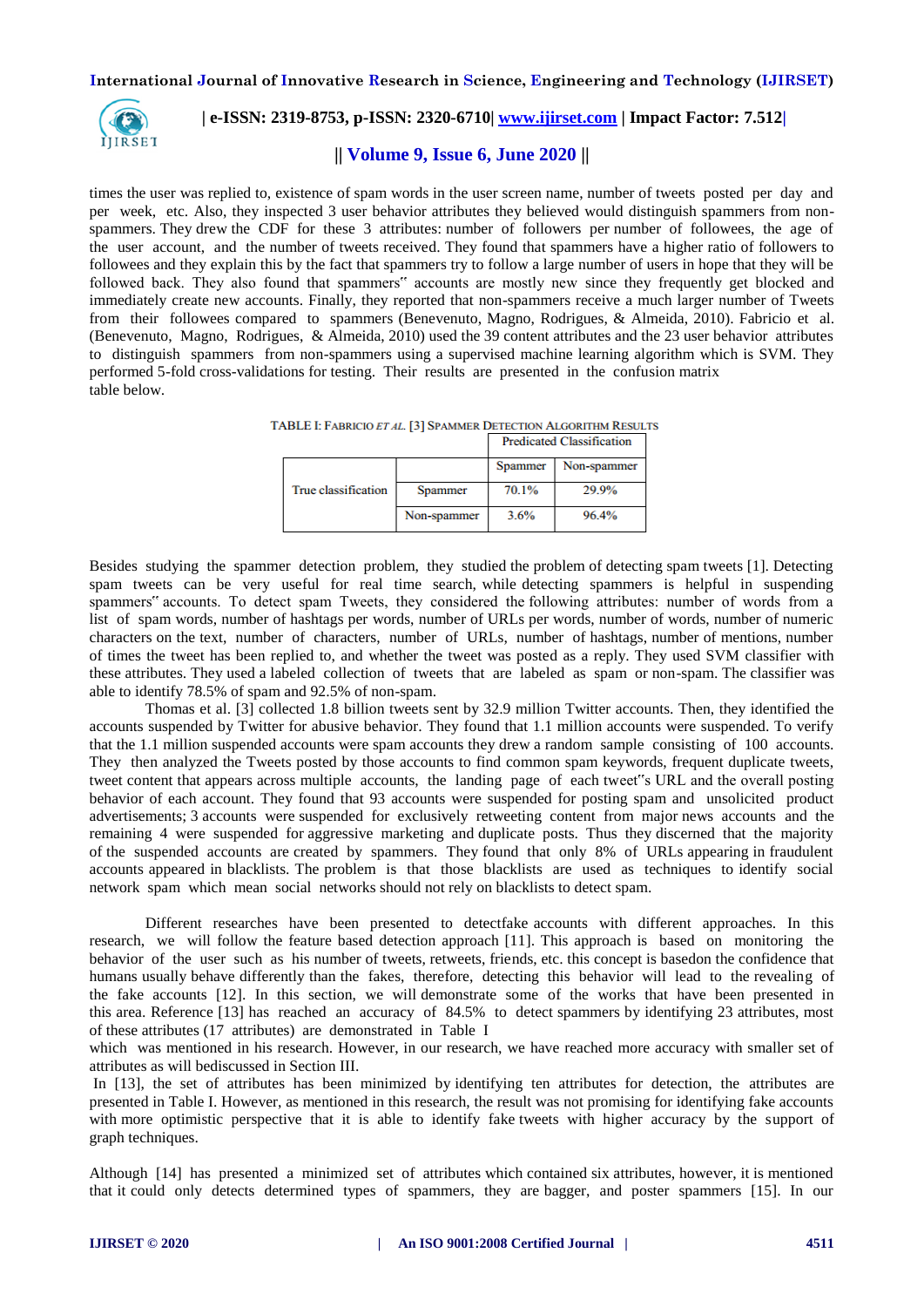times the user was replied to, existence of spam words in the user screen name, number of tweets posted per day and per week, etc. Also, they inspected 3 user behavior attributes they believed would distinguish spammers from non-spammers. They drew the CDF for these 3 attributes: number of followers per number of followees, the age of the user account, and the number of tweets received. They found that spammers have a higher ratio of followers to followees and they explain this by the fact that spammers try to follow a large number of users in hope that they will be followed back. They also found that spammers‟ accounts are mostly new since they frequently get blocked and immediately create new accounts. Finally, they reported that non-spammers receive a much larger number of Tweets from their followees compared to spammers (Benevenuto, Magno, Rodrigues, & Almeida, 2010). Fabricio et al. (Benevenuto, Magno, Rodrigues, & Almeida, 2010) used the 39 content attributes and the 23 user behavior attributes to distinguish spammers from non-spammers using a supervised machine learning algorithm which is SVM. They performed 5-fold cross-validations for testing. Their results are presented in the confusion matrix table below.

TABLE I: FABRICIO *ET AL.* [3] SPAMMER DETECTION ALGORITHM RESULTS

| | | Predicated Classification | |
|---|---|---|---|
| | | Spammer | Non-spammer |
| True classification | Spammer | 70.1% | 29.9% |
| | Non-spammer | 3.6% | 96.4% |

Besides studying the spammer detection problem, they studied the problem of detecting spam tweets [1]. Detecting spam tweets can be very useful for real time search, while detecting spammers is helpful in suspending spammers‟ accounts. To detect spam Tweets, they considered the following attributes: number of words from a list of spam words, number of hashtags per words, number of URLs per words, number of words, number of numeric characters on the text, number of characters, number of URLs, number of hashtags, number of mentions, number of times the tweet has been replied to, and whether the tweet was posted as a reply. They used SVM classifier with these attributes. They used a labeled collection of tweets that are labeled as spam or non-spam. The classifier was able to identify 78.5% of spam and 92.5% of non-spam.

Thomas et al. [3] collected 1.8 billion tweets sent by 32.9 million Twitter accounts. Then, they identified the accounts suspended by Twitter for abusive behavior. They found that 1.1 million accounts were suspended. To verify that the 1.1 million suspended accounts were spam accounts they drew a random sample consisting of 100 accounts. They then analyzed the Tweets posted by those accounts to find common spam keywords, frequent duplicate tweets, tweet content that appears across multiple accounts, the landing page of each tweet‟s URL and the overall posting behavior of each account. They found that 93 accounts were suspended for posting spam and unsolicited product advertisements; 3 accounts were suspended for exclusively retweeting content from major news accounts and the remaining 4 were suspended for aggressive marketing and duplicate posts. Thus they discerned that the majority of the suspended accounts are created by spammers. They found that only 8% of URLs appearing in fraudulent accounts appeared in blacklists. The problem is that those blacklists are used as techniques to identify social network spam which mean social networks should not rely on blacklists to detect spam.

Different researches have been presented to detectfake accounts with different approaches. In this research, we will follow the feature based detection approach [11]. This approach is based on monitoring the behavior of the user such as his number of tweets, retweets, friends, etc. this concept is basedon the confidence that humans usually behave differently than the fakes, therefore, detecting this behavior will lead to the revealing of the fake accounts [12]. In this section, we will demonstrate some of the works that have been presented in this area. Reference [13] has reached an accuracy of 84.5% to detect spammers by identifying 23 attributes, most of these attributes (17 attributes) are demonstrated in Table I which was mentioned in his research. However, in our research, we have reached more accuracy with smaller set of attributes as will bediscussed in Section III.

In [13], the set of attributes has been minimized by identifying ten attributes for detection, the attributes are presented in Table I. However, as mentioned in this research, the result was not promising for identifying fake accounts with more optimistic perspective that it is able to identify fake tweets with higher accuracy by the support of graph techniques.

Although [14] has presented a minimized set of attributes which contained six attributes, however, it is mentioned that it could only detects determined types of spammers, they are bagger, and poster spammers [15]. In our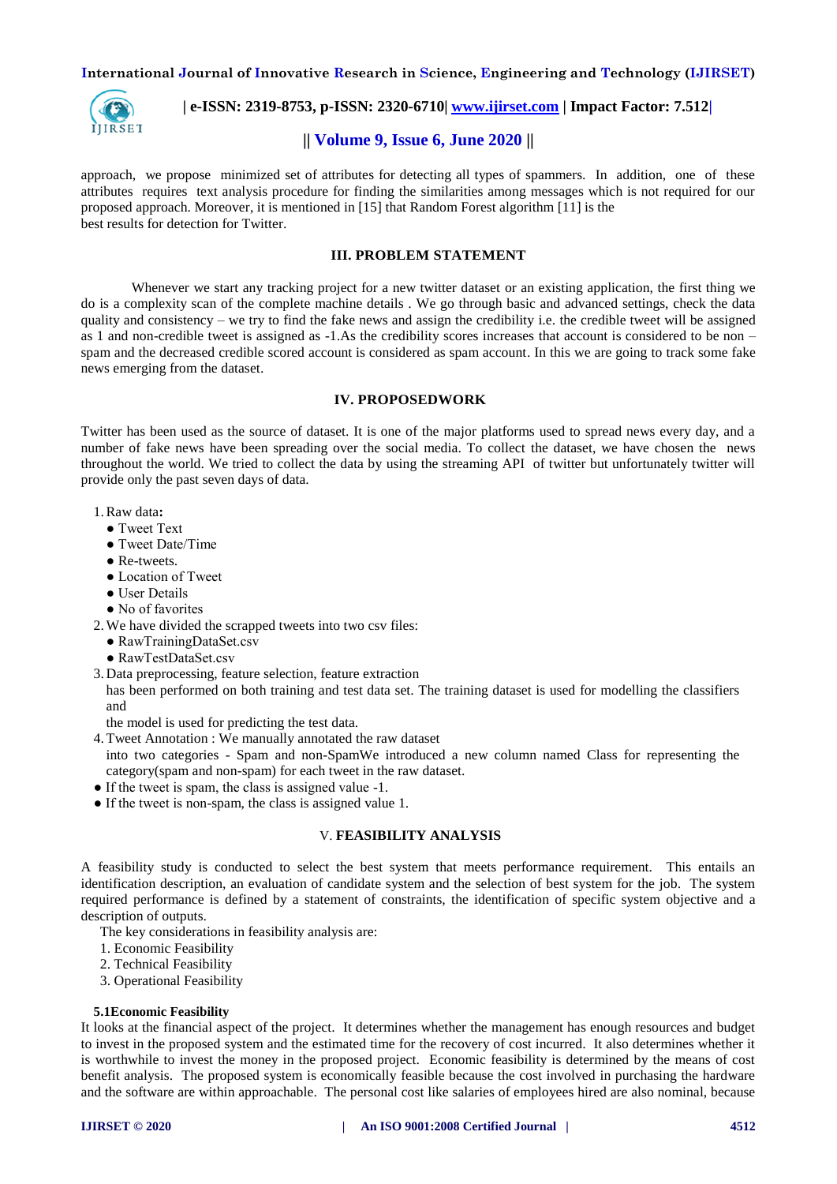approach, we propose minimized set of attributes for detecting all types of spammers. In addition, one of these attributes requires text analysis procedure for finding the similarities among messages which is not required for our proposed approach. Moreover, it is mentioned in [15] that Random Forest algorithm [11] is the
best results for detection for Twitter.

## III. PROBLEM STATEMENT

Whenever we start any tracking project for a new twitter dataset or an existing application, the first thing we do is a complexity scan of the complete machine details . We go through basic and advanced settings, check the data quality and consistency – we try to find the fake news and assign the credibility i.e. the credible tweet will be assigned as 1 and non-credible tweet is assigned as -1.As the credibility scores increases that account is considered to be non – spam and the decreased credible scored account is considered as spam account. In this we are going to track some fake news emerging from the dataset.

## IV. PROPOSEDWORK

Twitter has been used as the source of dataset. It is one of the major platforms used to spread news every day, and a number of fake news have been spreading over the social media. To collect the dataset, we have chosen the news throughout the world. We tried to collect the data by using the streaming API of twitter but unfortunately twitter will provide only the past seven days of data.

1. Raw data**:**
   - Tweet Text
   - Tweet Date/Time
   - Re-tweets.
   - Location of Tweet
   - User Details
   - No of favorites
2. We have divided the scrapped tweets into two csv files:
   - RawTrainingDataSet.csv
   - RawTestDataSet.csv
3. Data preprocessing, feature selection, feature extraction
   has been performed on both training and test data set. The training dataset is used for modelling the classifiers and
   the model is used for predicting the test data.
4. Tweet Annotation : We manually annotated the raw dataset
   into two categories - Spam and non-SpamWe introduced a new column named Class for representing the category(spam and non-spam) for each tweet in the raw dataset.

- If the tweet is spam, the class is assigned value -1.
- If the tweet is non-spam, the class is assigned value 1.

## V. FEASIBILITY ANALYSIS

A feasibility study is conducted to select the best system that meets performance requirement. This entails an identification description, an evaluation of candidate system and the selection of best system for the job. The system required performance is defined by a statement of constraints, the identification of specific system objective and a description of outputs.

The key considerations in feasibility analysis are:

1. Economic Feasibility
2. Technical Feasibility
3. Operational Feasibility

### 5.1Economic Feasibility

It looks at the financial aspect of the project. It determines whether the management has enough resources and budget to invest in the proposed system and the estimated time for the recovery of cost incurred. It also determines whether it is worthwhile to invest the money in the proposed project. Economic feasibility is determined by the means of cost benefit analysis. The proposed system is economically feasible because the cost involved in purchasing the hardware and the software are within approachable. The personal cost like salaries of employees hired are also nominal, because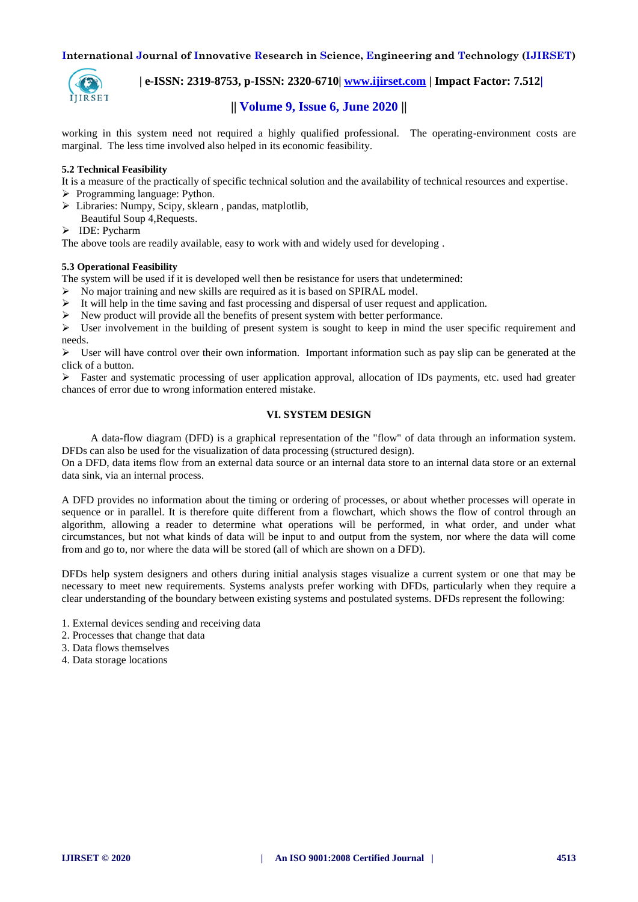working in this system need not required a highly qualified professional. The operating-environment costs are marginal. The less time involved also helped in its economic feasibility.

**5.2 Technical Feasibility**

It is a measure of the practically of specific technical solution and the availability of technical resources and expertise.

- Programming language: Python.
- Libraries: Numpy, Scipy, sklearn , pandas, matplotlib, Beautiful Soup 4,Requests.
- IDE: Pycharm

The above tools are readily available, easy to work with and widely used for developing .

**5.3 Operational Feasibility**

The system will be used if it is developed well then be resistance for users that undetermined:

- No major training and new skills are required as it is based on SPIRAL model.
- It will help in the time saving and fast processing and dispersal of user request and application.
- New product will provide all the benefits of present system with better performance.
- User involvement in the building of present system is sought to keep in mind the user specific requirement and needs.
- User will have control over their own information. Important information such as pay slip can be generated at the click of a button.
- Faster and systematic processing of user application approval, allocation of IDs payments, etc. used had greater chances of error due to wrong information entered mistake.

## VI. SYSTEM DESIGN

A data-flow diagram (DFD) is a graphical representation of the "flow" of data through an information system. DFDs can also be used for the visualization of data processing (structured design).
On a DFD, data items flow from an external data source or an internal data store to an internal data store or an external data sink, via an internal process.

A DFD provides no information about the timing or ordering of processes, or about whether processes will operate in sequence or in parallel. It is therefore quite different from a flowchart, which shows the flow of control through an algorithm, allowing a reader to determine what operations will be performed, in what order, and under what circumstances, but not what kinds of data will be input to and output from the system, nor where the data will come from and go to, nor where the data will be stored (all of which are shown on a DFD).

DFDs help system designers and others during initial analysis stages visualize a current system or one that may be necessary to meet new requirements. Systems analysts prefer working with DFDs, particularly when they require a clear understanding of the boundary between existing systems and postulated systems. DFDs represent the following:

1. External devices sending and receiving data
2. Processes that change that data
3. Data flows themselves
4. Data storage locations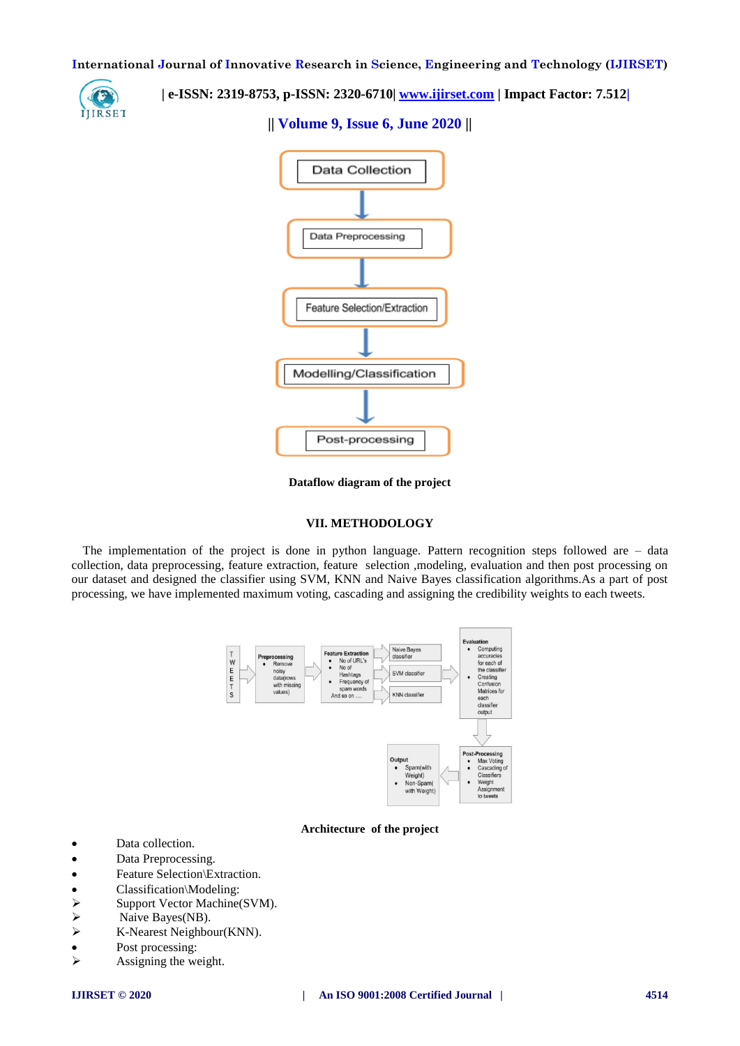Dataflow diagram of the project

## VII. METHODOLOGY

The implementation of the project is done in python language. Pattern recognition steps followed are – data collection, data preprocessing, feature extraction, feature selection ,modeling, evaluation and then post processing on our dataset and designed the classifier using SVM, KNN and Naive Bayes classification algorithms.As a part of post processing, we have implemented maximum voting, cascading and assigning the credibility weights to each tweets.

Architecture of the project

- Data collection.
- Data Preprocessing.
- Feature Selection\Extraction.
- Classification\Modeling:
  - Support Vector Machine(SVM).
  - Naive Bayes(NB).
  - K-Nearest Neighbour(KNN).
- Post processing:
  - Assigning the weight.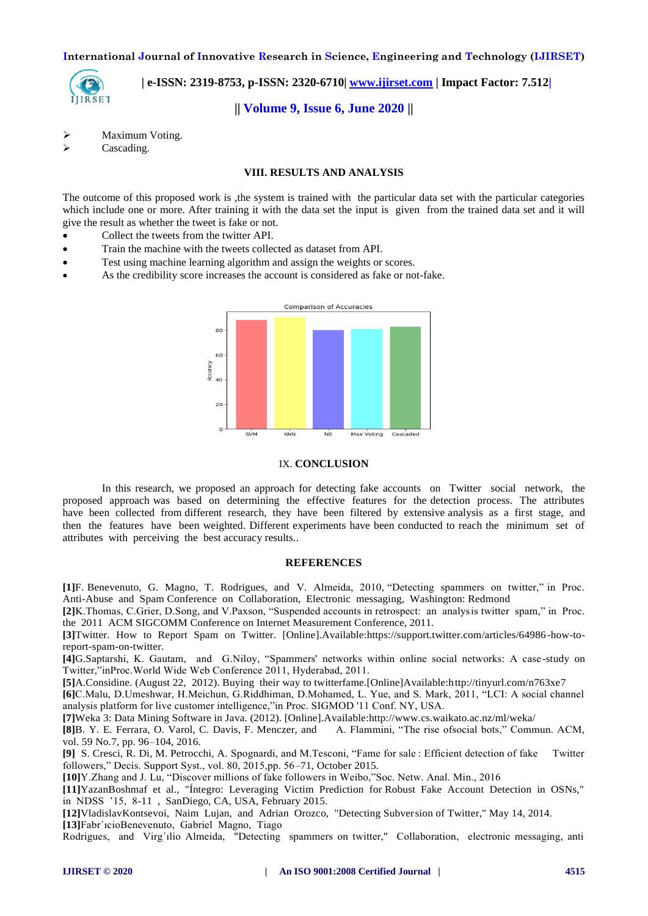- Maximum Voting.
- Cascading.

## VIII. RESULTS AND ANALYSIS

The outcome of this proposed work is ,the system is trained with the particular data set with the particular categories which include one or more. After training it with the data set the input is given from the trained data set and it will give the result as whether the tweet is fake or not.

- Collect the tweets from the twitter API.
- Train the machine with the tweets collected as dataset from API.
- Test using machine learning algorithm and assign the weights or scores.
- As the credibility score increases the account is considered as fake or not-fake.

## IX. CONCLUSION

In this research, we proposed an approach for detecting fake accounts on Twitter social network, the proposed approach was based on determining the effective features for the detection process. The attributes have been collected from different research, they have been filtered by extensive analysis as a first stage, and then the features have been weighted. Different experiments have been conducted to reach the minimum set of attributes with perceiving the best accuracy results..

## REFERENCES

**[1]**F. Benevenuto, G. Magno, T. Rodrigues, and V. Almeida, 2010, "Detecting spammers on twitter," in Proc. Anti-Abuse and Spam Conference on Collaboration, Electronic messaging, Washington: Redmond

**[2]**K.Thomas, C.Grier, D.Song, and V.Paxson, "Suspended accounts in retrospect: an analysis twitter spam," in Proc. the 2011 ACM SIGCOMM Conference on Internet Measurement Conference, 2011.

**[3]**Twitter. How to Report Spam on Twitter. [Online].Available:https://support.twitter.com/articles/64986-how-to-report-spam-on-twitter.

**[4]**G.Saptarshi, K. Gautam, and G.Niloy, "Spammers' networks within online social networks: A case-study on Twitter,"inProc.World Wide Web Conference 2011, Hyderabad, 2011.

**[5]**A.Considine. (August 22, 2012). Buying their way to twitterfame.[Online]Available:http://tinyurl.com/n763xe7

**[6]**C.Malu, D.Umeshwar, H.Meichun, G.Riddhiman, D.Mohamed, L. Yue, and S. Mark, 2011, "LCI: A social channel analysis platform for live customer intelligence,"in Proc. SIGMOD '11 Conf. NY, USA.

**[7]**Weka 3: Data Mining Software in Java. (2012). [Online].Available:http://www.cs.waikato.ac.nz/ml/weka/

**[8]**B. Y. E. Ferrara, O. Varol, C. Davis, F. Menczer, and A. Flammini, "The rise ofsocial bots," Commun. ACM, vol. 59 No.7, pp. 96–104, 2016.

**[9]** S. Cresci, R. Di, M. Petrocchi, A. Spognardi, and M.Tesconi, "Fame for sale : Efficient detection of fake Twitter followers," Decis. Support Syst., vol. 80, 2015,pp. 56–71, October 2015.

**[10]**Y.Zhang and J. Lu, "Discover millions of fake followers in Weibo,"Soc. Netw. Anal. Min., 2016

**[11]**YazanBoshmaf et al., "Íntegro: Leveraging Victim Prediction for Robust Fake Account Detection in OSNs," in NDSS '15, 8-11 , SanDiego, CA, USA, February 2015.

**[12]**VladislavKontsevoi, Naim Lujan, and Adrian Orozco, "Detecting Subversion of Twitter," May 14, 2014.

**[13]**Fabr´ıcioBenevenuto, Gabriel Magno, Tiago Rodrigues, and Virg´ılio Almeida, "Detecting spammers on twitter," Collaboration, electronic messaging, anti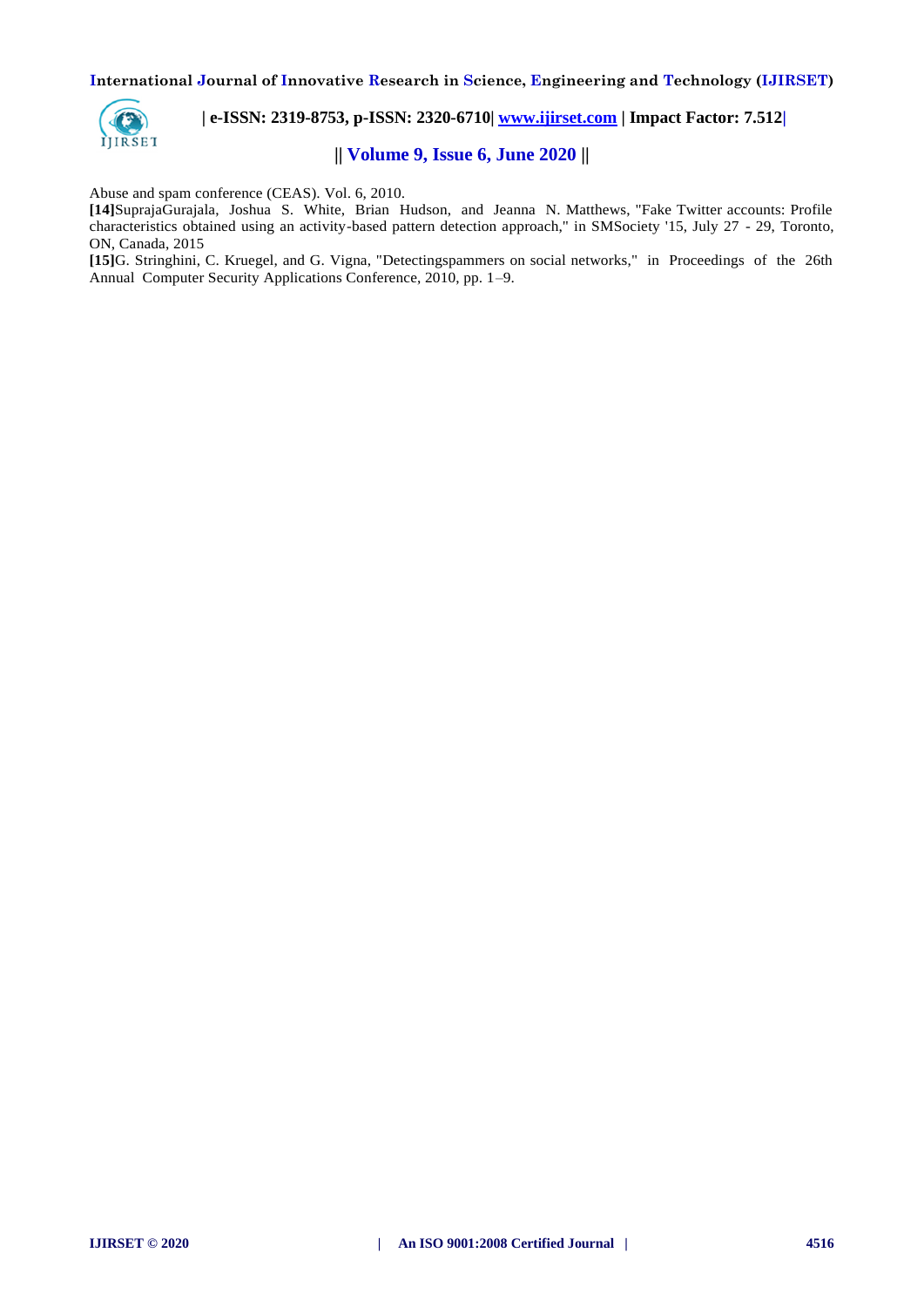Abuse and spam conference (CEAS). Vol. 6, 2010.

**[14]**SuprajaGurajala, Joshua S. White, Brian Hudson, and Jeanna N. Matthews, "Fake Twitter accounts: Profile characteristics obtained using an activity-based pattern detection approach," in SMSociety '15, July 27 - 29, Toronto, ON, Canada, 2015

**[15]**G. Stringhini, C. Kruegel, and G. Vigna, "Detectingspammers on social networks," in Proceedings of the 26th Annual Computer Security Applications Conference, 2010, pp. 1–9.